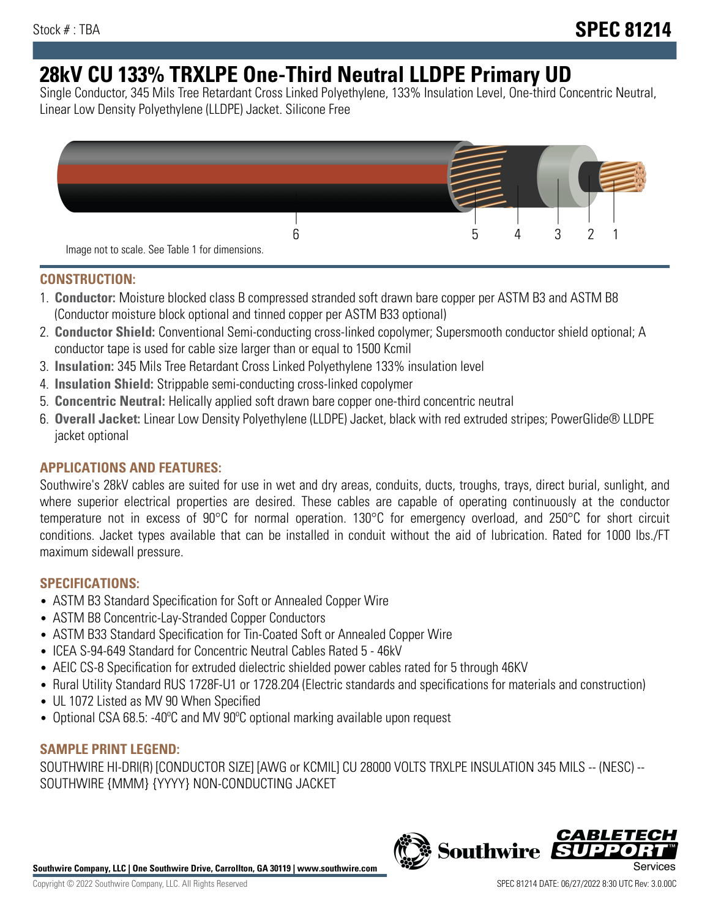Stock # : TBA

# SPEC 81214

# 28kV CU 133% TRXLPE One-Third Neutral LLDPE Primary UD

Single Conductor, 345 Mils Tree Retardant Cross Linked Polyethylene, 133% Insulation Level, One-third Concentric Neutral, Linear Low Density Polyethylene (LLDPE) Jacket. Silicone Free

6 5 4 3 2 1

Image not to scale. See Table 1 for dimensions.

## CONSTRUCTION:

1. **Conductor:** Moisture blocked class B compressed stranded soft drawn bare copper per ASTM B3 and ASTM B8 (Conductor moisture block optional and tinned copper per ASTM B33 optional)
2. **Conductor Shield:** Conventional Semi-conducting cross-linked copolymer; Supersmooth conductor shield optional; A conductor tape is used for cable size larger than or equal to 1500 Kcmil
3. **Insulation:** 345 Mils Tree Retardant Cross Linked Polyethylene 133% insulation level
4. **Insulation Shield:** Strippable semi-conducting cross-linked copolymer
5. **Concentric Neutral:** Helically applied soft drawn bare copper one-third concentric neutral
6. **Overall Jacket:** Linear Low Density Polyethylene (LLDPE) Jacket, black with red extruded stripes; PowerGlide® LLDPE jacket optional

## APPLICATIONS AND FEATURES:

Southwire's 28kV cables are suited for use in wet and dry areas, conduits, ducts, troughs, trays, direct burial, sunlight, and where superior electrical properties are desired. These cables are capable of operating continuously at the conductor temperature not in excess of 90°C for normal operation. 130°C for emergency overload, and 250°C for short circuit conditions. Jacket types available that can be installed in conduit without the aid of lubrication. Rated for 1000 lbs./FT maximum sidewall pressure.

## SPECIFICATIONS:

- ASTM B3 Standard Specification for Soft or Annealed Copper Wire
- ASTM B8 Concentric-Lay-Stranded Copper Conductors
- ASTM B33 Standard Specification for Tin-Coated Soft or Annealed Copper Wire
- ICEA S-94-649 Standard for Concentric Neutral Cables Rated 5 - 46kV
- AEIC CS-8 Specification for extruded dielectric shielded power cables rated for 5 through 46KV
- Rural Utility Standard RUS 1728F-U1 or 1728.204 (Electric standards and specifications for materials and construction)
- UL 1072 Listed as MV 90 When Specified
- Optional CSA 68.5: -40ºC and MV 90ºC optional marking available upon request

## SAMPLE PRINT LEGEND:

SOUTHWIRE HI-DRI(R) [CONDUCTOR SIZE] [AWG or KCMIL] CU 28000 VOLTS TRXLPE INSULATION 345 MILS -- (NESC) -- SOUTHWIRE {MMM} {YYYY} NON-CONDUCTING JACKET

**Southwire Company, LLC | One Southwire Drive, Carrollton, GA 30119 | www.southwire.com**

Copyright © 2022 Southwire Company, LLC. All Rights Reserved

SPEC 81214 DATE: 06/27/2022 8:30 UTC Rev: 3.0.00C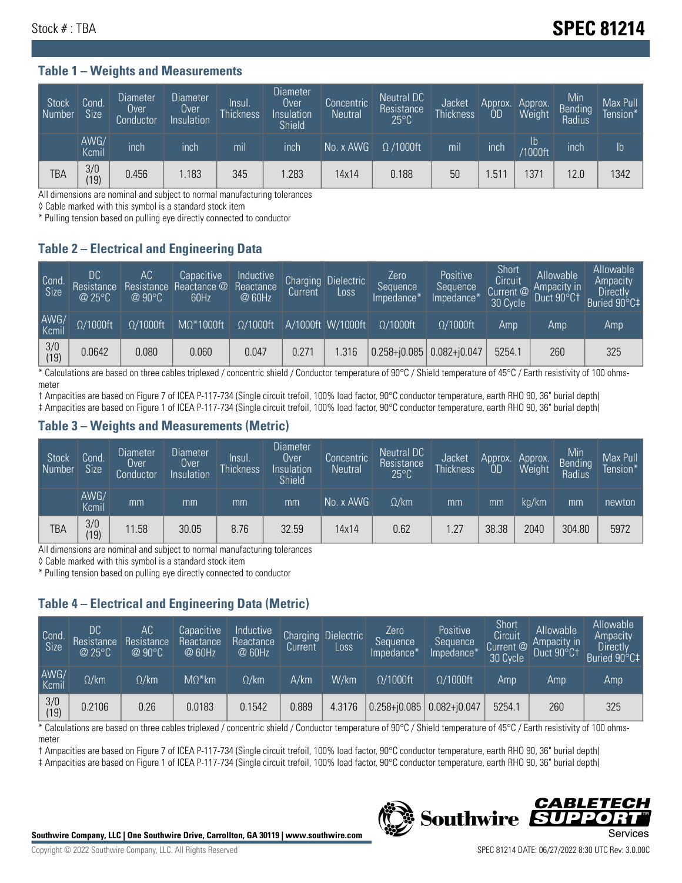Stock # : TBA

# SPEC 81214

## Table 1 – Weights and Measurements

| Stock Number | Cond. Size | Diameter Over Conductor | Diameter Over Insulation | Insul. Thickness | Diameter Over Insulation Shield | Concentric Neutral | Neutral DC Resistance 25°C | Jacket Thickness | Approx. OD | Approx. Weight | Min Bending Radius | Max Pull Tension* |
|---|---|---|---|---|---|---|---|---|---|---|---|---|
| | AWG/ Kcmil | inch | inch | mil | inch | No. x AWG | Ω /1000ft | mil | inch | lb /1000ft | inch | lb |
| TBA | 3/0 (19) | 0.456 | 1.183 | 345 | 1.283 | 14x14 | 0.188 | 50 | 1.511 | 1371 | 12.0 | 1342 |

All dimensions are nominal and subject to normal manufacturing tolerances

◊ Cable marked with this symbol is a standard stock item

* Pulling tension based on pulling eye directly connected to conductor

## Table 2 – Electrical and Engineering Data

| Cond. Size | DC Resistance @ 25°C | AC Resistance @ 90°C | Capacitive Reactance @ 60Hz | Inductive Reactance @ 60Hz | Charging Current | Dielectric Loss | Zero Sequence Impedance* | Positive Sequence Impedance* | Short Circuit Current @ 30 Cycle | Allowable Ampacity in Duct 90°C† | Allowable Ampacity Directly Buried 90°C‡ |
|---|---|---|---|---|---|---|---|---|---|---|---|
| AWG/ Kcmil | Ω/1000ft | Ω/1000ft | MΩ*1000ft | Ω/1000ft | A/1000ft | W/1000ft | Ω/1000ft | Ω/1000ft | Amp | Amp | Amp |
| 3/0 (19) | 0.0642 | 0.080 | 0.060 | 0.047 | 0.271 | 1.316 | 0.258+j0.085 | 0.082+j0.047 | 5254.1 | 260 | 325 |

* Calculations are based on three cables triplexed / concentric shield / Conductor temperature of 90°C / Shield temperature of 45°C / Earth resistivity of 100 ohms-meter

† Ampacities are based on Figure 7 of ICEA P-117-734 (Single circuit trefoil, 100% load factor, 90°C conductor temperature, earth RHO 90, 36" burial depth)

‡ Ampacities are based on Figure 1 of ICEA P-117-734 (Single circuit trefoil, 100% load factor, 90°C conductor temperature, earth RHO 90, 36" burial depth)

## Table 3 – Weights and Measurements (Metric)

| Stock Number | Cond. Size | Diameter Over Conductor | Diameter Over Insulation | Insul. Thickness | Diameter Over Insulation Shield | Concentric Neutral | Neutral DC Resistance 25°C | Jacket Thickness | Approx. OD | Approx. Weight | Min Bending Radius | Max Pull Tension* |
|---|---|---|---|---|---|---|---|---|---|---|---|---|
| | AWG/ Kcmil | mm | mm | mm | mm | No. x AWG | Ω/km | mm | mm | kg/km | mm | newton |
| TBA | 3/0 (19) | 11.58 | 30.05 | 8.76 | 32.59 | 14x14 | 0.62 | 1.27 | 38.38 | 2040 | 304.80 | 5972 |

All dimensions are nominal and subject to normal manufacturing tolerances

◊ Cable marked with this symbol is a standard stock item

* Pulling tension based on pulling eye directly connected to conductor

## Table 4 – Electrical and Engineering Data (Metric)

| Cond. Size | DC Resistance @ 25°C | AC Resistance @ 90°C | Capacitive Reactance @ 60Hz | Inductive Reactance @ 60Hz | Charging Current | Dielectric Loss | Zero Sequence Impedance* | Positive Sequence Impedance* | Short Circuit Current @ 30 Cycle | Allowable Ampacity in Duct 90°C† | Allowable Ampacity Directly Buried 90°C‡ |
|---|---|---|---|---|---|---|---|---|---|---|---|
| AWG/ Kcmil | Ω/km | Ω/km | MΩ*km | Ω/km | A/km | W/km | Ω/1000ft | Ω/1000ft | Amp | Amp | Amp |
| 3/0 (19) | 0.2106 | 0.26 | 0.0183 | 0.1542 | 0.889 | 4.3176 | 0.258+j0.085 | 0.082+j0.047 | 5254.1 | 260 | 325 |

* Calculations are based on three cables triplexed / concentric shield / Conductor temperature of 90°C / Shield temperature of 45°C / Earth resistivity of 100 ohms-meter

† Ampacities are based on Figure 7 of ICEA P-117-734 (Single circuit trefoil, 100% load factor, 90°C conductor temperature, earth RHO 90, 36" burial depth)

‡ Ampacities are based on Figure 1 of ICEA P-117-734 (Single circuit trefoil, 100% load factor, 90°C conductor temperature, earth RHO 90, 36" burial depth)

**Southwire Company, LLC | One Southwire Drive, Carrollton, GA 30119 | www.southwire.com**

Southwire CABLETECH SUPPORT Services

Copyright © 2022 Southwire Company, LLC. All Rights Reserved

SPEC 81214 DATE: 06/27/2022 8:30 UTC Rev: 3.0.00C